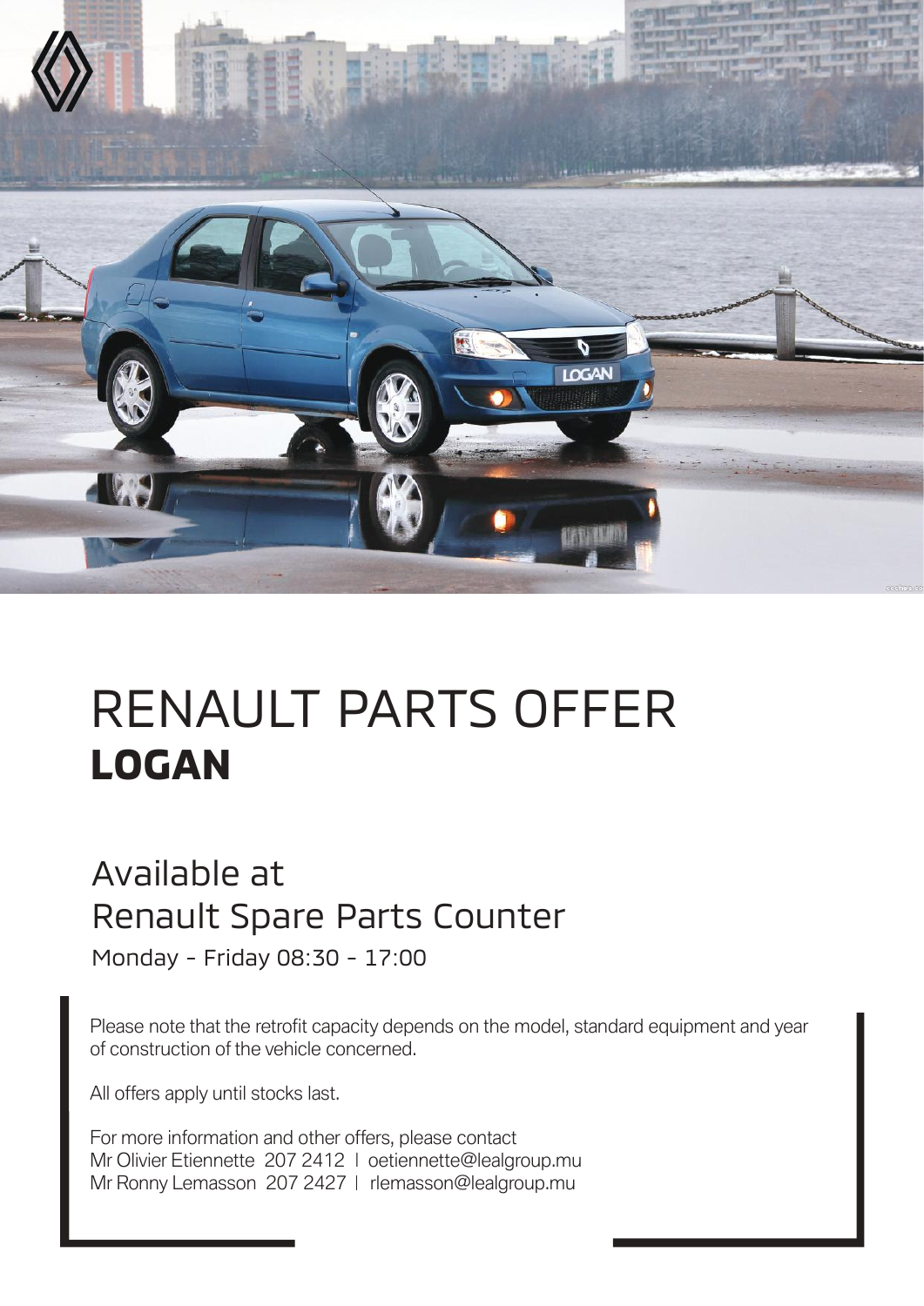# RENAULT PARTS OFFER
## LOGAN

Available at
Renault Spare Parts Counter

Monday - Friday 08:30 - 17:00

Please note that the retrofit capacity depends on the model, standard equipment and year of construction of the vehicle concerned.

All offers apply until stocks last.

For more information and other offers, please contact
Mr Olivier Etiennette 207 2412 | oetiennette@lealgroup.mu
Mr Ronny Lemasson 207 2427 | rlemasson@lealgroup.mu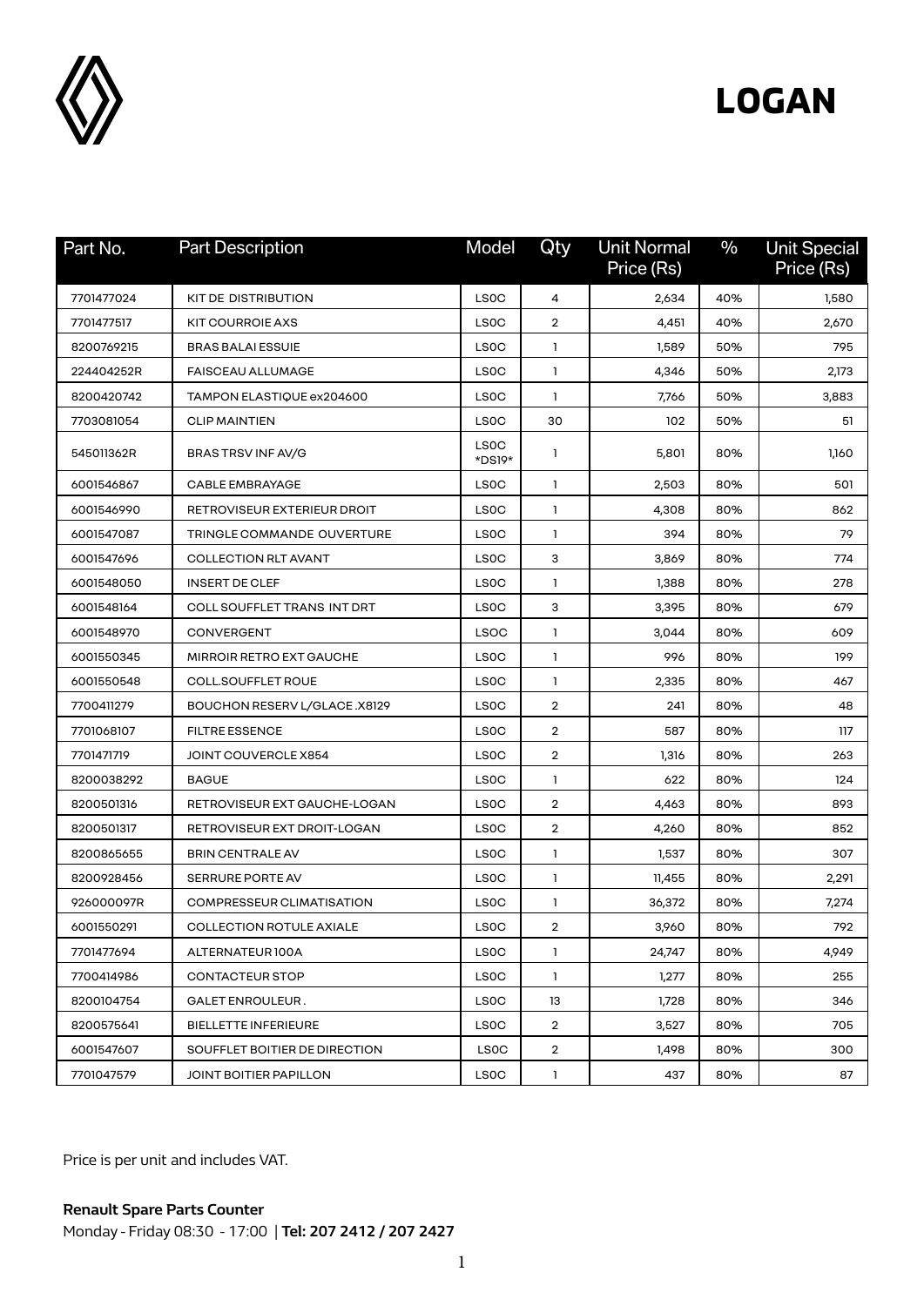# LOGAN

| Part No. | Part Description | Model | Qty | Unit Normal Price (Rs) | % | Unit Special Price (Rs) |
|---|---|---|---|---|---|---|
| 7701477024 | KIT DE DISTRIBUTION | LS0C | 4 | 2,634 | 40% | 1,580 |
| 7701477517 | KIT COURROIE AXS | LS0C | 2 | 4,451 | 40% | 2,670 |
| 8200769215 | BRAS BALAI ESSUIE | LS0C | 1 | 1,589 | 50% | 795 |
| 224404252R | FAISCEAU ALLUMAGE | LS0C | 1 | 4,346 | 50% | 2,173 |
| 8200420742 | TAMPON ELASTIQUE ex204600 | LS0C | 1 | 7,766 | 50% | 3,883 |
| 7703081054 | CLIP MAINTIEN | LS0C | 30 | 102 | 50% | 51 |
| 545011362R | BRAS TRSV INF AV/G | LS0C *DS19* | 1 | 5,801 | 80% | 1,160 |
| 6001546867 | CABLE EMBRAYAGE | LS0C | 1 | 2,503 | 80% | 501 |
| 6001546990 | RETROVISEUR EXTERIEUR DROIT | LS0C | 1 | 4,308 | 80% | 862 |
| 6001547087 | TRINGLE COMMANDE OUVERTURE | LS0C | 1 | 394 | 80% | 79 |
| 6001547696 | COLLECTION RLT AVANT | LS0C | 3 | 3,869 | 80% | 774 |
| 6001548050 | INSERT DE CLEF | LS0C | 1 | 1,388 | 80% | 278 |
| 6001548164 | COLL SOUFFLET TRANS INT DRT | LS0C | 3 | 3,395 | 80% | 679 |
| 6001548970 | CONVERGENT | LSOC | 1 | 3,044 | 80% | 609 |
| 6001550345 | MIRROIR RETRO EXT GAUCHE | LS0C | 1 | 996 | 80% | 199 |
| 6001550548 | COLL.SOUFFLET ROUE | LS0C | 1 | 2,335 | 80% | 467 |
| 7700411279 | BOUCHON RESERV L/GLACE .X8129 | LS0C | 2 | 241 | 80% | 48 |
| 7701068107 | FILTRE ESSENCE | LS0C | 2 | 587 | 80% | 117 |
| 7701471719 | JOINT COUVERCLE X854 | LS0C | 2 | 1,316 | 80% | 263 |
| 8200038292 | BAGUE | LS0C | 1 | 622 | 80% | 124 |
| 8200501316 | RETROVISEUR EXT GAUCHE-LOGAN | LS0C | 2 | 4,463 | 80% | 893 |
| 8200501317 | RETROVISEUR EXT DROIT-LOGAN | LS0C | 2 | 4,260 | 80% | 852 |
| 8200865655 | BRIN CENTRALE AV | LS0C | 1 | 1,537 | 80% | 307 |
| 8200928456 | SERRURE PORTE AV | LS0C | 1 | 11,455 | 80% | 2,291 |
| 926000097R | COMPRESSEUR CLIMATISATION | LS0C | 1 | 36,372 | 80% | 7,274 |
| 6001550291 | COLLECTION ROTULE AXIALE | LS0C | 2 | 3,960 | 80% | 792 |
| 7701477694 | ALTERNATEUR 100A | LS0C | 1 | 24,747 | 80% | 4,949 |
| 7700414986 | CONTACTEUR STOP | LS0C | 1 | 1,277 | 80% | 255 |
| 8200104754 | GALET ENROULEUR . | LS0C | 13 | 1,728 | 80% | 346 |
| 8200575641 | BIELLETTE INFERIEURE | LS0C | 2 | 3,527 | 80% | 705 |
| 6001547607 | SOUFFLET BOITIER DE DIRECTION | LS0C | 2 | 1,498 | 80% | 300 |
| 7701047579 | JOINT BOITIER PAPILLON | LS0C | 1 | 437 | 80% | 87 |

Price is per unit and includes VAT.

**Renault Spare Parts Counter**
Monday - Friday 08:30 - 17:00 | **Tel: 207 2412 / 207 2427**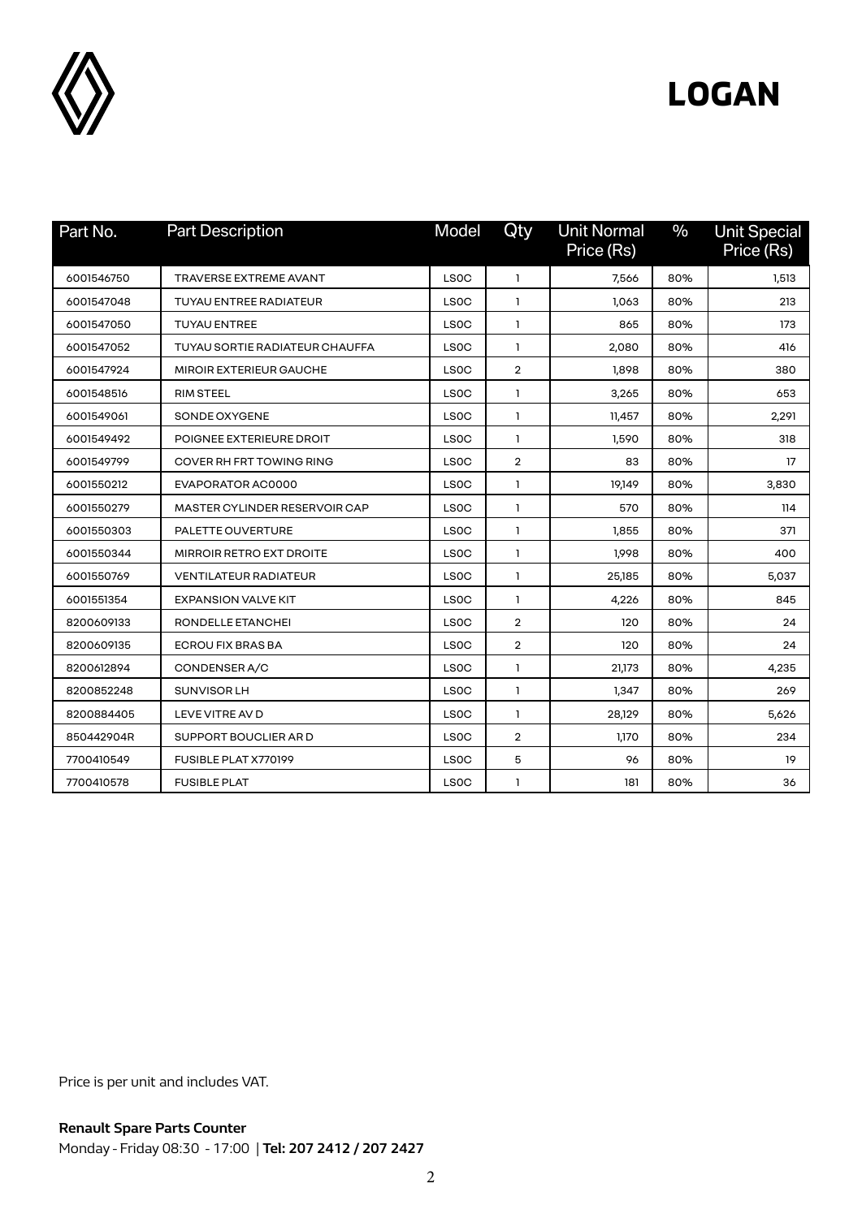# LOGAN

| Part No. | Part Description | Model | Qty | Unit Normal Price (Rs) | % | Unit Special Price (Rs) |
|---|---|---|---|---|---|---|
| 6001546750 | TRAVERSE EXTREME AVANT | LS0C | 1 | 7,566 | 80% | 1,513 |
| 6001547048 | TUYAU ENTREE RADIATEUR | LS0C | 1 | 1,063 | 80% | 213 |
| 6001547050 | TUYAU ENTREE | LS0C | 1 | 865 | 80% | 173 |
| 6001547052 | TUYAU SORTIE RADIATEUR CHAUFFA | LS0C | 1 | 2,080 | 80% | 416 |
| 6001547924 | MIROIR EXTERIEUR GAUCHE | LS0C | 2 | 1,898 | 80% | 380 |
| 6001548516 | RIM STEEL | LS0C | 1 | 3,265 | 80% | 653 |
| 6001549061 | SONDE OXYGENE | LS0C | 1 | 11,457 | 80% | 2,291 |
| 6001549492 | POIGNEE EXTERIEURE DROIT | LS0C | 1 | 1,590 | 80% | 318 |
| 6001549799 | COVER RH FRT TOWING RING | LS0C | 2 | 83 | 80% | 17 |
| 6001550212 | EVAPORATOR AC0000 | LS0C | 1 | 19,149 | 80% | 3,830 |
| 6001550279 | MASTER CYLINDER RESERVOIR CAP | LS0C | 1 | 570 | 80% | 114 |
| 6001550303 | PALETTE OUVERTURE | LS0C | 1 | 1,855 | 80% | 371 |
| 6001550344 | MIRROIR RETRO EXT DROITE | LS0C | 1 | 1,998 | 80% | 400 |
| 6001550769 | VENTILATEUR RADIATEUR | LS0C | 1 | 25,185 | 80% | 5,037 |
| 6001551354 | EXPANSION VALVE KIT | LS0C | 1 | 4,226 | 80% | 845 |
| 8200609133 | RONDELLE ETANCHEI | LS0C | 2 | 120 | 80% | 24 |
| 8200609135 | ECROU FIX BRAS BA | LS0C | 2 | 120 | 80% | 24 |
| 8200612894 | CONDENSER A/C | LS0C | 1 | 21,173 | 80% | 4,235 |
| 8200852248 | SUNVISOR LH | LS0C | 1 | 1,347 | 80% | 269 |
| 8200884405 | LEVE VITRE AV D | LS0C | 1 | 28,129 | 80% | 5,626 |
| 850442904R | SUPPORT BOUCLIER AR D | LS0C | 2 | 1,170 | 80% | 234 |
| 7700410549 | FUSIBLE PLAT X770199 | LS0C | 5 | 96 | 80% | 19 |
| 7700410578 | FUSIBLE PLAT | LS0C | 1 | 181 | 80% | 36 |

Price is per unit and includes VAT.

**Renault Spare Parts Counter**

Monday - Friday 08:30 - 17:00 | **Tel: 207 2412 / 207 2427**